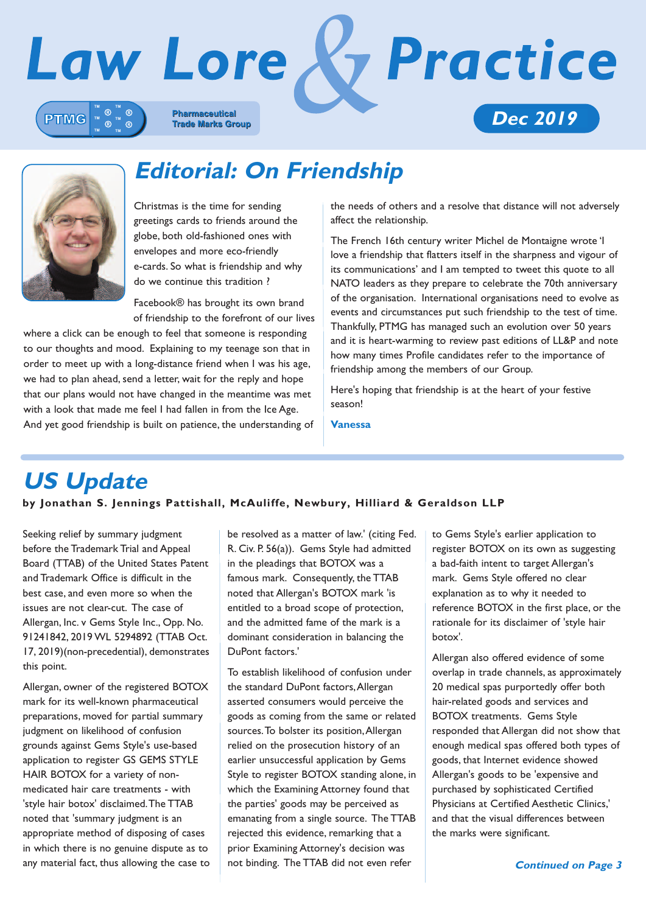# Law Lore & Practice

PTMG Pharmaceutical Trade Marks Group

Dec 2019

## Editorial: On Friendship

Christmas is the time for sending greetings cards to friends around the globe, both old-fashioned ones with envelopes and more eco-friendly e-cards. So what is friendship and why do we continue this tradition ?

Facebook® has brought its own brand of friendship to the forefront of our lives where a click can be enough to feel that someone is responding to our thoughts and mood. Explaining to my teenage son that in order to meet up with a long-distance friend when I was his age, we had to plan ahead, send a letter, wait for the reply and hope that our plans would not have changed in the meantime was met with a look that made me feel I had fallen in from the Ice Age. And yet good friendship is built on patience, the understanding of the needs of others and a resolve that distance will not adversely affect the relationship.

The French 16th century writer Michel de Montaigne wrote 'I love a friendship that flatters itself in the sharpness and vigour of its communications' and I am tempted to tweet this quote to all NATO leaders as they prepare to celebrate the 70th anniversary of the organisation. International organisations need to evolve as events and circumstances put such friendship to the test of time. Thankfully, PTMG has managed such an evolution over 50 years and it is heart-warming to review past editions of LL&P and note how many times Profile candidates refer to the importance of friendship among the members of our Group.

Here's hoping that friendship is at the heart of your festive season!

**Vanessa**

## US Update

**by Jonathan S. Jennings Pattishall, McAuliffe, Newbury, Hilliard & Geraldson LLP**

Seeking relief by summary judgment before the Trademark Trial and Appeal Board (TTAB) of the United States Patent and Trademark Office is difficult in the best case, and even more so when the issues are not clear-cut. The case of Allergan, Inc. v Gems Style Inc., Opp. No. 91241842, 2019 WL 5294892 (TTAB Oct. 17, 2019)(non-precedential), demonstrates this point.

Allergan, owner of the registered BOTOX mark for its well-known pharmaceutical preparations, moved for partial summary judgment on likelihood of confusion grounds against Gems Style's use-based application to register GS GEMS STYLE HAIR BOTOX for a variety of non-medicated hair care treatments - with 'style hair botox' disclaimed. The TTAB noted that 'summary judgment is an appropriate method of disposing of cases in which there is no genuine dispute as to any material fact, thus allowing the case to be resolved as a matter of law.' (citing Fed. R. Civ. P. 56(a)). Gems Style had admitted in the pleadings that BOTOX was a famous mark. Consequently, the TTAB noted that Allergan's BOTOX mark 'is entitled to a broad scope of protection, and the admitted fame of the mark is a dominant consideration in balancing the DuPont factors.'

To establish likelihood of confusion under the standard DuPont factors, Allergan asserted consumers would perceive the goods as coming from the same or related sources. To bolster its position, Allergan relied on the prosecution history of an earlier unsuccessful application by Gems Style to register BOTOX standing alone, in which the Examining Attorney found that the parties' goods may be perceived as emanating from a single source. The TTAB rejected this evidence, remarking that a prior Examining Attorney's decision was not binding. The TTAB did not even refer to Gems Style's earlier application to register BOTOX on its own as suggesting a bad-faith intent to target Allergan's mark. Gems Style offered no clear explanation as to why it needed to reference BOTOX in the first place, or the rationale for its disclaimer of 'style hair botox'.

Allergan also offered evidence of some overlap in trade channels, as approximately 20 medical spas purportedly offer both hair-related goods and services and BOTOX treatments. Gems Style responded that Allergan did not show that enough medical spas offered both types of goods, that Internet evidence showed Allergan's goods to be 'expensive and purchased by sophisticated Certified Physicians at Certified Aesthetic Clinics,' and that the visual differences between the marks were significant.

*Continued on Page 3*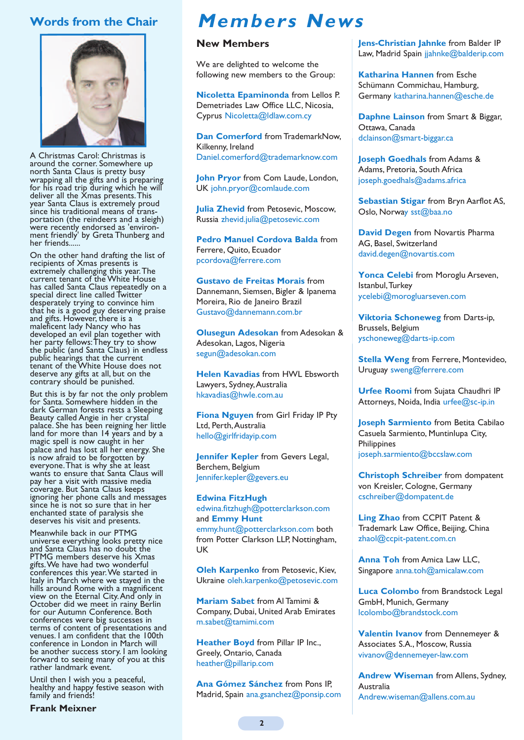## Words from the Chair

A Christmas Carol: Christmas is around the corner. Somewhere up north Santa Claus is pretty busy wrapping all the gifts and is preparing for his road trip during which he will deliver all the Xmas presents. This year Santa Claus is extremely proud since his traditional means of transportation (the reindeers and a sleigh) were recently endorsed as 'environment friendly' by Greta Thunberg and her friends......

On the other hand drafting the list of recipients of Xmas presents is extremely challenging this year. The current tenant of the White House has called Santa Claus repeatedly on a special direct line called Twitter desperately trying to convince him that he is a good guy deserving praise and gifts. However, there is a maleficent lady Nancy who has developed an evil plan together with her party fellows: They try to show the public (and Santa Claus) in endless public hearings that the current tenant of the White House does not deserve any gifts at all, but on the contrary should be punished.

But this is by far not the only problem for Santa. Somewhere hidden in the dark German forests rests a Sleeping Beauty called Angie in her crystal palace. She has been reigning her little land for more than 14 years and by a magic spell is now caught in her palace and has lost all her energy. She is now afraid to be forgotten by everyone. That is why she at least wants to ensure that Santa Claus will pay her a visit with massive media coverage. But Santa Claus keeps ignoring her phone calls and messages since he is not so sure that in her enchanted state of paralysis she deserves his visit and presents.

Meanwhile back in our PTMG universe everything looks pretty nice and Santa Claus has no doubt the PTMG members deserve his Xmas gifts. We have had two wonderful conferences this year. We started in Italy in March where we stayed in the hills around Rome with a magnificent view on the Eternal City. And only in October did we meet in rainy Berlin for our Autumn Conference. Both conferences were big successes in terms of content of presentations and venues. I am confident that the 100th conference in London in March will be another success story. I am looking forward to seeing many of you at this rather landmark event.

Until then I wish you a peaceful, healthy and happy festive season with family and friends!

**Frank Meixner**

# Members News

## New Members

We are delighted to welcome the following new members to the Group:

**Nicoletta Epaminonda** from Lellos P. Demetriades Law Office LLC, Nicosia, Cyprus Nicoletta@ldlaw.com.cy

**Dan Comerford** from TrademarkNow, Kilkenny, Ireland Daniel.comerford@trademarknow.com

**John Pryor** from Com Laude, London, UK john.pryor@comlaude.com

**Julia Zhevid** from Petosevic, Moscow, Russia zhevid.julia@petosevic.com

**Pedro Manuel Cordova Balda** from Ferrere, Quito, Ecuador pcordova@ferrere.com

**Gustavo de Freitas Morais** from Dannemann, Siemsen, Bigler & Ipanema Moreira, Rio de Janeiro Brazil Gustavo@dannemann.com.br

**Olusegun Adesokan** from Adesokan & Adesokan, Lagos, Nigeria segun@adesokan.com

**Helen Kavadias** from HWL Ebsworth Lawyers, Sydney, Australia hkavadias@hwle.com.au

**Fiona Nguyen** from Girl Friday IP Pty Ltd, Perth, Australia hello@girlfridayip.com

**Jennifer Kepler** from Gevers Legal, Berchem, Belgium Jennifer.kepler@gevers.eu

**Edwina FitzHugh** edwina.fitzhugh@potterclarkson.com and **Emmy Hunt** emmy.hunt@potterclarkson.com both from Potter Clarkson LLP, Nottingham, UK

**Oleh Karpenko** from Petosevic, Kiev, Ukraine oleh.karpenko@petosevic.com

**Mariam Sabet** from Al Tamimi & Company, Dubai, United Arab Emirates m.sabet@tamimi.com

**Heather Boyd** from Pillar IP Inc., Greely, Ontario, Canada heather@pillarip.com

**Ana Gómez Sánchez** from Pons IP, Madrid, Spain ana.gsanchez@ponsip.com

**Jens-Christian Jahnke** from Balder IP Law, Madrid Spain jjahnke@balderip.com

**Katharina Hannen** from Esche Schümann Commichau, Hamburg, Germany katharina.hannen@esche.de

**Daphne Lainson** from Smart & Biggar, Ottawa, Canada dclainson@smart-biggar.ca

**Joseph Goedhals** from Adams & Adams, Pretoria, South Africa joseph.goedhals@adams.africa

**Sebastian Stigar** from Bryn Aarflot AS, Oslo, Norway sst@baa.no

**David Degen** from Novartis Pharma AG, Basel, Switzerland david.degen@novartis.com

**Yonca Celebi** from Moroglu Arseven, Istanbul, Turkey ycelebi@morogluarseven.com

**Viktoria Schoneweg** from Darts-ip, Brussels, Belgium yschoneweg@darts-ip.com

**Stella Weng** from Ferrere, Montevideo, Uruguay sweng@ferrere.com

**Urfee Roomi** from Sujata Chaudhri IP Attorneys, Noida, India urfee@sc-ip.in

**Joseph Sarmiento** from Betita Cabilao Casuela Sarmiento, Muntinlupa City, Philippines joseph.sarmiento@bccslaw.com

**Christoph Schreiber** from dompatent von Kreisler, Cologne, Germany cschreiber@dompatent.de

**Ling Zhao** from CCPIT Patent & Trademark Law Office, Beijing, China zhaol@ccpit-patent.com.cn

**Anna Toh** from Amica Law LLC, Singapore anna.toh@amicalaw.com

**Luca Colombo** from Brandstock Legal GmbH, Munich, Germany lcolombo@brandstock.com

**Valentin Ivanov** from Dennemeyer & Associates S.A., Moscow, Russia vivanov@dennemeyer-law.com

**Andrew Wiseman** from Allens, Sydney, Australia Andrew.wiseman@allens.com.au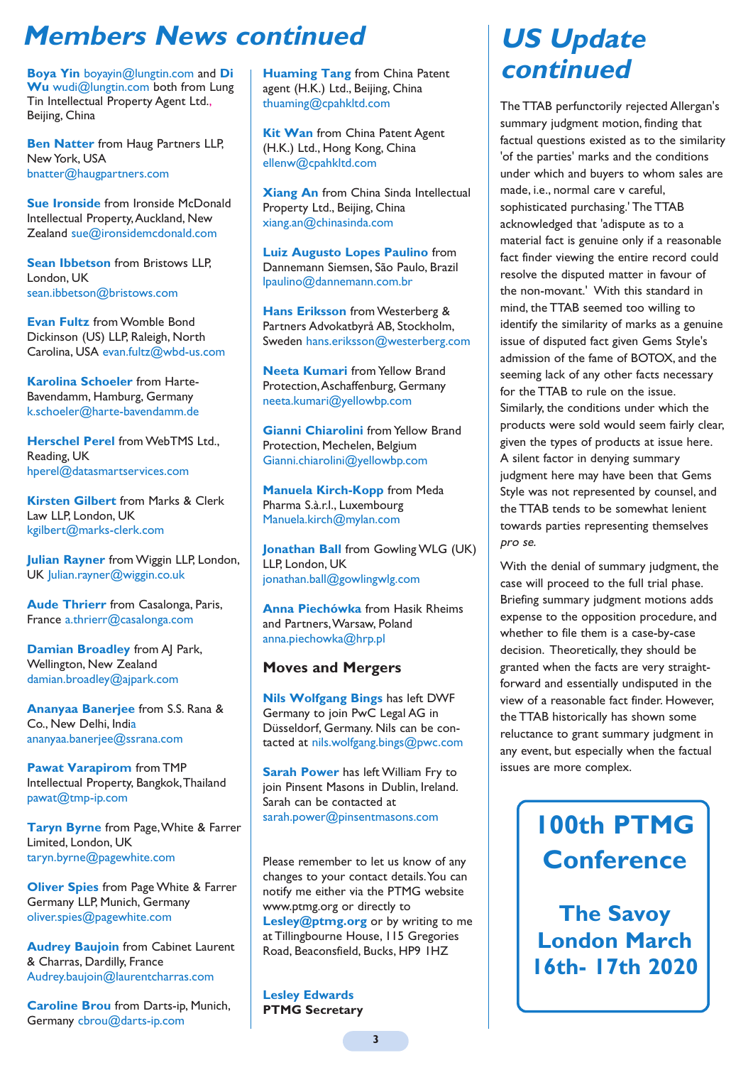# Members News continued

**Boya Yin** boyayin@lungtin.com and **Di Wu** wudi@lungtin.com both from Lung Tin Intellectual Property Agent Ltd., Beijing, China

**Ben Natter** from Haug Partners LLP, New York, USA bnatter@haugpartners.com

**Sue Ironside** from Ironside McDonald Intellectual Property, Auckland, New Zealand sue@ironsidemcdonald.com

**Sean Ibbetson** from Bristows LLP, London, UK sean.ibbetson@bristows.com

**Evan Fultz** from Womble Bond Dickinson (US) LLP, Raleigh, North Carolina, USA evan.fultz@wbd-us.com

**Karolina Schoeler** from Harte-Bavendamm, Hamburg, Germany k.schoeler@harte-bavendamm.de

**Herschel Perel** from WebTMS Ltd., Reading, UK hperel@datasmartservices.com

**Kirsten Gilbert** from Marks & Clerk Law LLP, London, UK kgilbert@marks-clerk.com

**Julian Rayner** from Wiggin LLP, London, UK Julian.rayner@wiggin.co.uk

**Aude Thrierr** from Casalonga, Paris, France a.thrierr@casalonga.com

**Damian Broadley** from AJ Park, Wellington, New Zealand damian.broadley@ajpark.com

**Ananyaa Banerjee** from S.S. Rana & Co., New Delhi, India ananyaa.banerjee@ssrana.com

**Pawat Varapirom** from TMP Intellectual Property, Bangkok, Thailand pawat@tmp-ip.com

**Taryn Byrne** from Page, White & Farrer Limited, London, UK taryn.byrne@pagewhite.com

**Oliver Spies** from Page White & Farrer Germany LLP, Munich, Germany oliver.spies@pagewhite.com

**Audrey Baujoin** from Cabinet Laurent & Charras, Dardilly, France Audrey.baujoin@laurentcharras.com

**Caroline Brou** from Darts-ip, Munich, Germany cbrou@darts-ip.com

**Huaming Tang** from China Patent agent (H.K.) Ltd., Beijing, China thuaming@cpahkltd.com

**Kit Wan** from China Patent Agent (H.K.) Ltd., Hong Kong, China ellenw@cpahkltd.com

**Xiang An** from China Sinda Intellectual Property Ltd., Beijing, China xiang.an@chinasinda.com

**Luiz Augusto Lopes Paulino** from Dannemann Siemsen, São Paulo, Brazil lpaulino@dannemann.com.br

**Hans Eriksson** from Westerberg & Partners Advokatbyrå AB, Stockholm, Sweden hans.eriksson@westerberg.com

**Neeta Kumari** from Yellow Brand Protection, Aschaffenburg, Germany neeta.kumari@yellowbp.com

**Gianni Chiarolini** from Yellow Brand Protection, Mechelen, Belgium Gianni.chiarolini@yellowbp.com

**Manuela Kirch-Kopp** from Meda Pharma S.à.r.l., Luxembourg Manuela.kirch@mylan.com

**Jonathan Ball** from Gowling WLG (UK) LLP, London, UK jonathan.ball@gowlingwlg.com

**Anna Piechówka** from Hasik Rheims and Partners, Warsaw, Poland anna.piechowka@hrp.pl

## Moves and Mergers

**Nils Wolfgang Bings** has left DWF Germany to join PwC Legal AG in Düsseldorf, Germany. Nils can be contacted at nils.wolfgang.bings@pwc.com

**Sarah Power** has left William Fry to join Pinsent Masons in Dublin, Ireland. Sarah can be contacted at sarah.power@pinsentmasons.com

Please remember to let us know of any changes to your contact details. You can notify me either via the PTMG website www.ptmg.org or directly to **Lesley@ptmg.org** or by writing to me at Tillingbourne House, 115 Gregories Road, Beaconsfield, Bucks, HP9 1HZ

**Lesley Edwards**
**PTMG Secretary**

# US Update continued

The TTAB perfunctorily rejected Allergan's summary judgment motion, finding that factual questions existed as to the similarity 'of the parties' marks and the conditions under which and buyers to whom sales are made, i.e., normal care v careful, sophisticated purchasing.' The TTAB acknowledged that 'adispute as to a material fact is genuine only if a reasonable fact finder viewing the entire record could resolve the disputed matter in favour of the non-movant.' With this standard in mind, the TTAB seemed too willing to identify the similarity of marks as a genuine issue of disputed fact given Gems Style's admission of the fame of BOTOX, and the seeming lack of any other facts necessary for the TTAB to rule on the issue. Similarly, the conditions under which the products were sold would seem fairly clear, given the types of products at issue here. A silent factor in denying summary judgment here may have been that Gems Style was not represented by counsel, and the TTAB tends to be somewhat lenient towards parties representing themselves *pro se.*

With the denial of summary judgment, the case will proceed to the full trial phase. Briefing summary judgment motions adds expense to the opposition procedure, and whether to file them is a case-by-case decision. Theoretically, they should be granted when the facts are very straight-forward and essentially undisputed in the view of a reasonable fact finder. However, the TTAB historically has shown some reluctance to grant summary judgment in any event, but especially when the factual issues are more complex.

**100th PTMG Conference**

**The Savoy London March 16th- 17th 2020**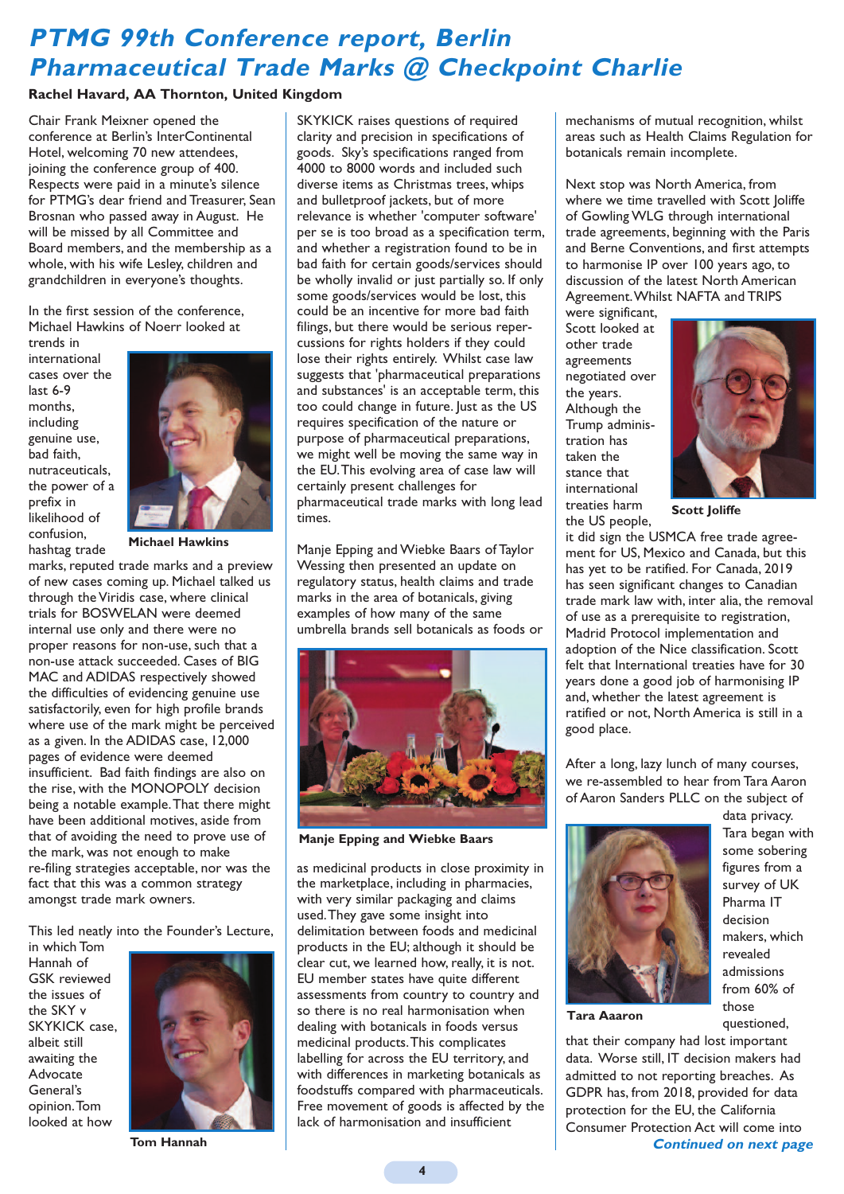# PTMG 99th Conference report, Berlin Pharmaceutical Trade Marks @ Checkpoint Charlie

**Rachel Havard, AA Thornton, United Kingdom**

Chair Frank Meixner opened the conference at Berlin's InterContinental Hotel, welcoming 70 new attendees, joining the conference group of 400. Respects were paid in a minute's silence for PTMG's dear friend and Treasurer, Sean Brosnan who passed away in August. He will be missed by all Committee and Board members, and the membership as a whole, with his wife Lesley, children and grandchildren in everyone's thoughts.

In the first session of the conference, Michael Hawkins of Noerr looked at trends in international cases over the last 6-9 months, including genuine use, bad faith, nutraceuticals, the power of a prefix in likelihood of confusion, hashtag trade marks, reputed trade marks and a preview of new cases coming up. Michael talked us through the Viridis case, where clinical trials for BOSWELAN were deemed internal use only and there were no proper reasons for non-use, such that a non-use attack succeeded. Cases of BIG MAC and ADIDAS respectively showed the difficulties of evidencing genuine use satisfactorily, even for high profile brands where use of the mark might be perceived as a given. In the ADIDAS case, 12,000 pages of evidence were deemed insufficient. Bad faith findings are also on the rise, with the MONOPOLY decision being a notable example. That there might have been additional motives, aside from that of avoiding the need to prove use of the mark, was not enough to make re-filing strategies acceptable, nor was the fact that this was a common strategy amongst trade mark owners.

Michael Hawkins

This led neatly into the Founder's Lecture, in which Tom Hannah of GSK reviewed the issues of the SKY v SKYKICK case, albeit still awaiting the Advocate General's opinion. Tom looked at how SKYKICK raises questions of required clarity and precision in specifications of goods. Sky's specifications ranged from 4000 to 8000 words and included such diverse items as Christmas trees, whips and bulletproof jackets, but of more relevance is whether 'computer software' per se is too broad as a specification term, and whether a registration found to be in bad faith for certain goods/services should be wholly invalid or just partially so. If only some goods/services would be lost, this could be an incentive for more bad faith filings, but there would be serious repercussions for rights holders if they could lose their rights entirely. Whilst case law suggests that 'pharmaceutical preparations and substances' is an acceptable term, this too could change in future. Just as the US requires specification of the nature or purpose of pharmaceutical preparations, we might well be moving the same way in the EU. This evolving area of case law will certainly present challenges for pharmaceutical trade marks with long lead times.

Tom Hannah

Manje Epping and Wiebke Baars of Taylor Wessing then presented an update on regulatory status, health claims and trade marks in the area of botanicals, giving examples of how many of the same umbrella brands sell botanicals as foods or as medicinal products in close proximity in the marketplace, including in pharmacies, with very similar packaging and claims used. They gave some insight into delimitation between foods and medicinal products in the EU; although it should be clear cut, we learned how, really, it is not. EU member states have quite different assessments from country to country and so there is no real harmonisation when dealing with botanicals in foods versus medicinal products. This complicates labelling for across the EU territory, and with differences in marketing botanicals as foodstuffs compared with pharmaceuticals. Free movement of goods is affected by the lack of harmonisation and insufficient mechanisms of mutual recognition, whilst areas such as Health Claims Regulation for botanicals remain incomplete.

Manje Epping and Wiebke Baars

Next stop was North America, from where we time travelled with Scott Joliffe of Gowling WLG through international trade agreements, beginning with the Paris and Berne Conventions, and first attempts to harmonise IP over 100 years ago, to discussion of the latest North American Agreement. Whilst NAFTA and TRIPS were significant, Scott looked at other trade agreements negotiated over the years. Although the Trump administration has taken the stance that international treaties harm the US people, it did sign the USMCA free trade agreement for US, Mexico and Canada, but this has yet to be ratified. For Canada, 2019 has seen significant changes to Canadian trade mark law with, inter alia, the removal of use as a prerequisite to registration, Madrid Protocol implementation and adoption of the Nice classification. Scott felt that International treaties have for 30 years done a good job of harmonising IP and, whether the latest agreement is ratified or not, North America is still in a good place.

Scott Jolliffe

After a long, lazy lunch of many courses, we re-assembled to hear from Tara Aaron of Aaron Sanders PLLC on the subject of data privacy. Tara began with some sobering figures from a survey of UK Pharma IT decision makers, which revealed admissions from 60% of those questioned, that their company had lost important data. Worse still, IT decision makers had admitted to not reporting breaches. As GDPR has, from 2018, provided for data protection for the EU, the California Consumer Protection Act will come into

Tara Aaaron

*Continued on next page*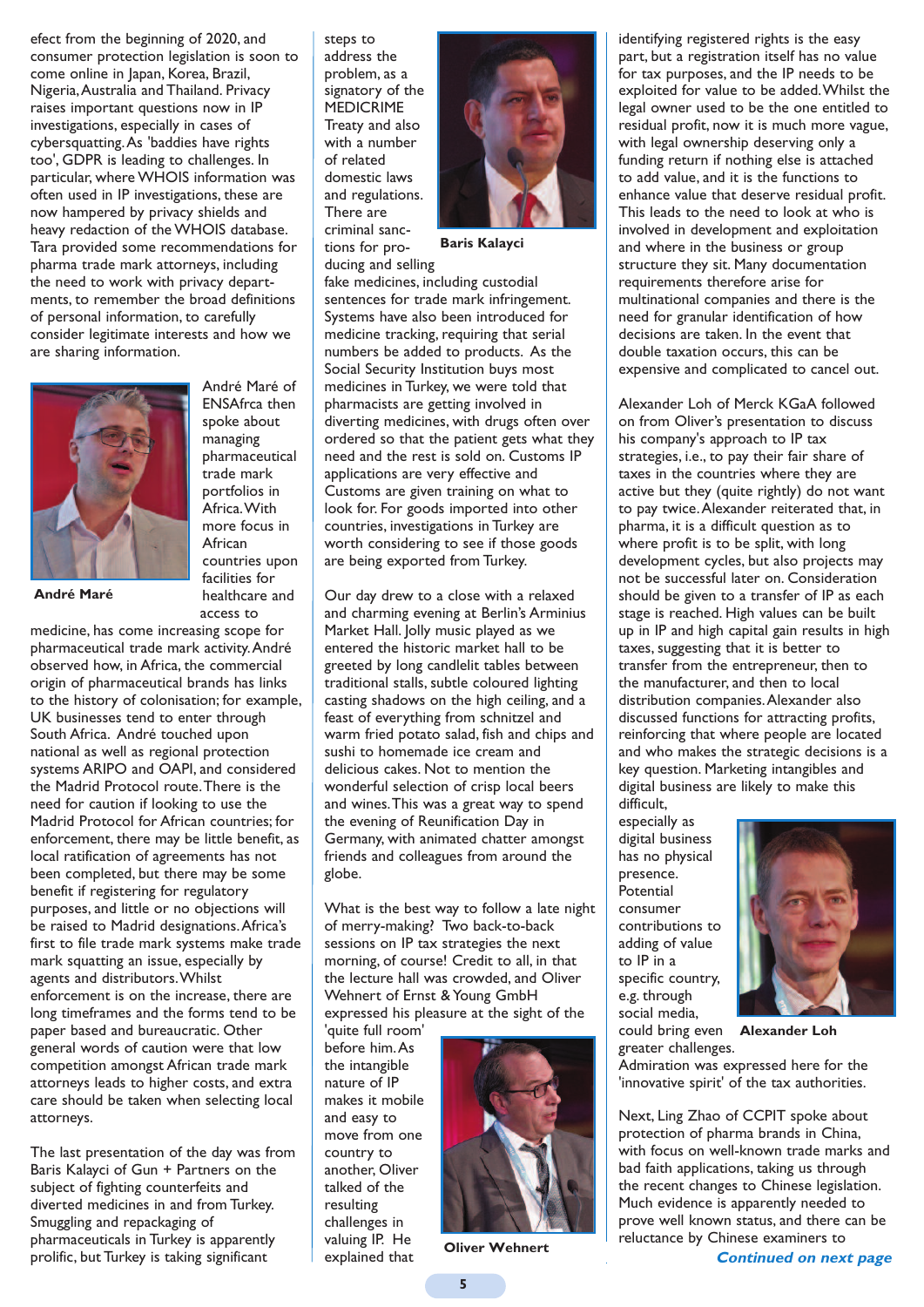efect from the beginning of 2020, and consumer protection legislation is soon to come online in Japan, Korea, Brazil, Nigeria, Australia and Thailand. Privacy raises important questions now in IP investigations, especially in cases of cybersquatting. As 'baddies have rights too', GDPR is leading to challenges. In particular, where WHOIS information was often used in IP investigations, these are now hampered by privacy shields and heavy redaction of the WHOIS database. Tara provided some recommendations for pharma trade mark attorneys, including the need to work with privacy departments, to remember the broad definitions of personal information, to carefully consider legitimate interests and how we are sharing information.

**André Maré**

André Maré of ENSAfrca then spoke about managing pharmaceutical trade mark portfolios in Africa. With more focus in African countries upon facilities for healthcare and access to medicine, has come increasing scope for pharmaceutical trade mark activity. André observed how, in Africa, the commercial origin of pharmaceutical brands has links to the history of colonisation; for example, UK businesses tend to enter through South Africa. André touched upon national as well as regional protection systems ARIPO and OAPI, and considered the Madrid Protocol route. There is the need for caution if looking to use the Madrid Protocol for African countries; for enforcement, there may be little benefit, as local ratification of agreements has not been completed, but there may be some benefit if registering for regulatory purposes, and little or no objections will be raised to Madrid designations. Africa's first to file trade mark systems make trade mark squatting an issue, especially by agents and distributors. Whilst enforcement is on the increase, there are long timeframes and the forms tend to be paper based and bureaucratic. Other general words of caution were that low competition amongst African trade mark attorneys leads to higher costs, and extra care should be taken when selecting local attorneys.

The last presentation of the day was from Baris Kalayci of Gun + Partners on the subject of fighting counterfeits and diverted medicines in and from Turkey. Smuggling and repackaging of pharmaceuticals in Turkey is apparently prolific, but Turkey is taking significant steps to address the problem, as a signatory of the MEDICRIME Treaty and also with a number of related domestic laws and regulations. There are criminal sanctions for producing and selling fake medicines, including custodial sentences for trade mark infringement. Systems have also been introduced for medicine tracking, requiring that serial numbers be added to products. As the Social Security Institution buys most medicines in Turkey, we were told that pharmacists are getting involved in diverting medicines, with drugs often over ordered so that the patient gets what they need and the rest is sold on. Customs IP applications are very effective and Customs are given training on what to look for. For goods imported into other countries, investigations in Turkey are worth considering to see if those goods are being exported from Turkey.

**Baris Kalayci**

Our day drew to a close with a relaxed and charming evening at Berlin's Arminius Market Hall. Jolly music played as we entered the historic market hall to be greeted by long candlelit tables between traditional stalls, subtle coloured lighting casting shadows on the high ceiling, and a feast of everything from schnitzel and warm fried potato salad, fish and chips and sushi to homemade ice cream and delicious cakes. Not to mention the wonderful selection of crisp local beers and wines. This was a great way to spend the evening of Reunification Day in Germany, with animated chatter amongst friends and colleagues from around the globe.

What is the best way to follow a late night of merry-making? Two back-to-back sessions on IP tax strategies the next morning, of course! Credit to all, in that the lecture hall was crowded, and Oliver Wehnert of Ernst & Young GmbH expressed his pleasure at the sight of the 'quite full room' before him. As the intangible nature of IP makes it mobile and easy to move from one country to another, Oliver talked of the resulting challenges in valuing IP. He explained that identifying registered rights is the easy part, but a registration itself has no value for tax purposes, and the IP needs to be exploited for value to be added. Whilst the legal owner used to be the one entitled to residual profit, now it is much more vague, with legal ownership deserving only a funding return if nothing else is attached to add value, and it is the functions to enhance value that deserve residual profit. This leads to the need to look at who is involved in development and exploitation and where in the business or group structure they sit. Many documentation requirements therefore arise for multinational companies and there is the need for granular identification of how decisions are taken. In the event that double taxation occurs, this can be expensive and complicated to cancel out.

**Oliver Wehnert**

Alexander Loh of Merck KGaA followed on from Oliver's presentation to discuss his company's approach to IP tax strategies, i.e., to pay their fair share of taxes in the countries where they are active but they (quite rightly) do not want to pay twice. Alexander reiterated that, in pharma, it is a difficult question as to where profit is to be split, with long development cycles, but also projects may not be successful later on. Consideration should be given to a transfer of IP as each stage is reached. High values can be built up in IP and high capital gain results in high taxes, suggesting that it is better to transfer from the entrepreneur, then to the manufacturer, and then to local distribution companies. Alexander also discussed functions for attracting profits, reinforcing that where people are located and who makes the strategic decisions is a key question. Marketing intangibles and digital business are likely to make this difficult, especially as digital business has no physical presence. Potential consumer contributions to adding of value to IP in a specific country, e.g. through social media, could bring even greater challenges. Admiration was expressed here for the 'innovative spirit' of the tax authorities.

**Alexander Loh**

Next, Ling Zhao of CCPIT spoke about protection of pharma brands in China, with focus on well-known trade marks and bad faith applications, taking us through the recent changes to Chinese legislation. Much evidence is apparently needed to prove well known status, and there can be reluctance by Chinese examiners to

***Continued on next page***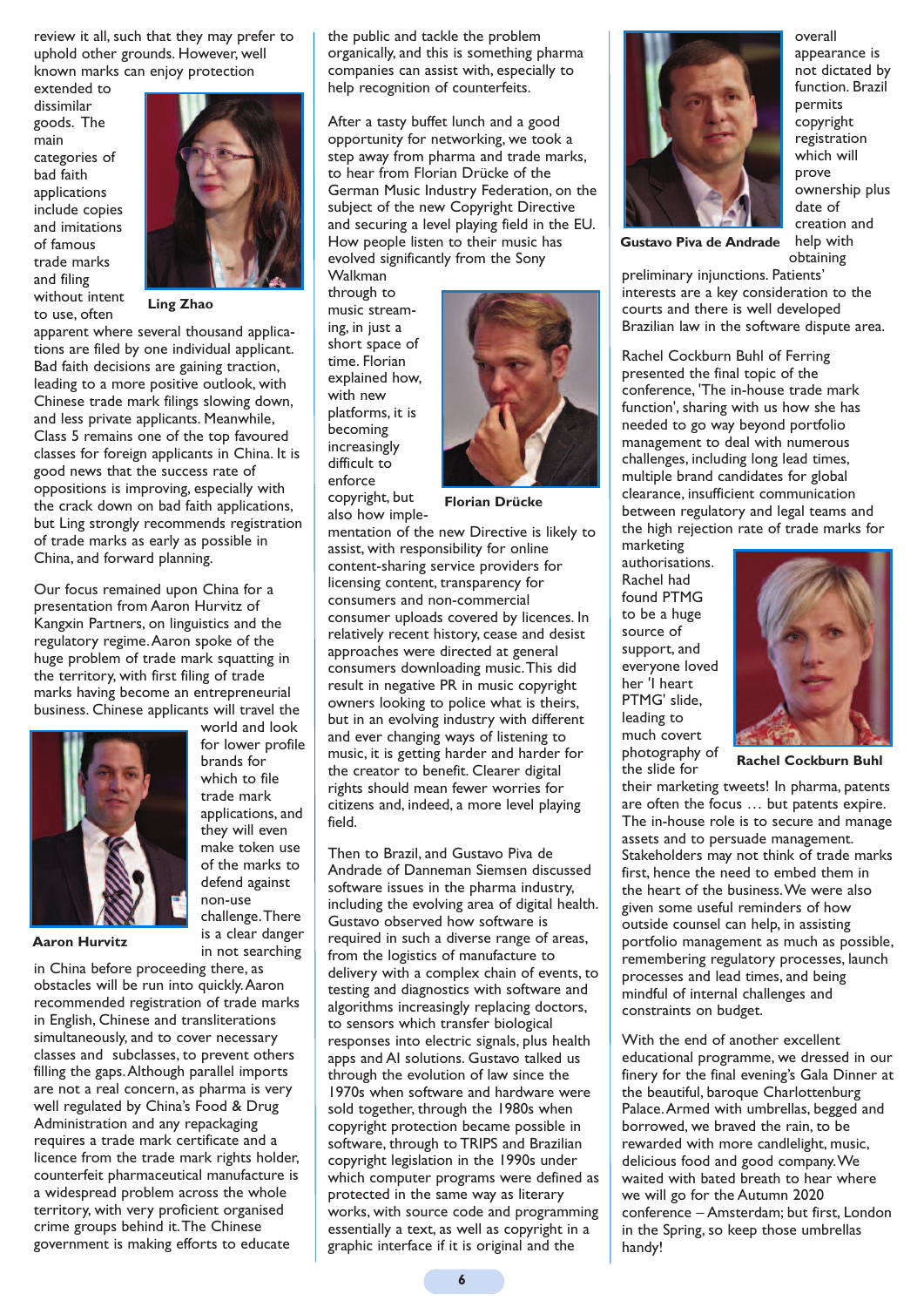review it all, such that they may prefer to uphold other grounds. However, well known marks can enjoy protection extended to dissimilar goods. The main categories of bad faith applications include copies and imitations of famous trade marks and filing without intent to use, often apparent where several thousand applications are filed by one individual applicant. Bad faith decisions are gaining traction, leading to a more positive outlook, with Chinese trade mark filings slowing down, and less private applicants. Meanwhile, Class 5 remains one of the top favoured classes for foreign applicants in China. It is good news that the success rate of oppositions is improving, especially with the crack down on bad faith applications, but Ling strongly recommends registration of trade marks as early as possible in China, and forward planning.

Ling Zhao

Our focus remained upon China for a presentation from Aaron Hurvitz of Kangxin Partners, on linguistics and the regulatory regime. Aaron spoke of the huge problem of trade mark squatting in the territory, with first filing of trade marks having become an entrepreneurial business. Chinese applicants will travel the world and look for lower profile brands for which to file trade mark applications, and they will even make token use of the marks to defend against non-use challenge. There is a clear danger in not searching in China before proceeding there, as obstacles will be run into quickly. Aaron recommended registration of trade marks in English, Chinese and transliterations simultaneously, and to cover necessary classes and subclasses, to prevent others filling the gaps. Although parallel imports are not a real concern, as pharma is very well regulated by China's Food & Drug Administration and any repackaging requires a trade mark certificate and a licence from the trade mark rights holder, counterfeit pharmaceutical manufacture is a widespread problem across the whole territory, with very proficient organised crime groups behind it. The Chinese government is making efforts to educate the public and tackle the problem organically, and this is something pharma companies can assist with, especially to help recognition of counterfeits.

Aaron Hurvitz

After a tasty buffet lunch and a good opportunity for networking, we took a step away from pharma and trade marks, to hear from Florian Drücke of the German Music Industry Federation, on the subject of the new Copyright Directive and securing a level playing field in the EU. How people listen to their music has evolved significantly from the Sony Walkman through to music streaming, in just a short space of time. Florian explained how, with new platforms, it is becoming increasingly difficult to enforce copyright, but also how implementation of the new Directive is likely to assist, with responsibility for online content-sharing service providers for licensing content, transparency for consumers and non-commercial consumer uploads covered by licences. In relatively recent history, cease and desist approaches were directed at general consumers downloading music. This did result in negative PR in music copyright owners looking to police what is theirs, but in an evolving industry with different and ever changing ways of listening to music, it is getting harder and harder for the creator to benefit. Clearer digital rights should mean fewer worries for citizens and, indeed, a more level playing field.

Florian Drücke

Then to Brazil, and Gustavo Piva de Andrade of Danneman Siemsen discussed software issues in the pharma industry, including the evolving area of digital health. Gustavo observed how software is required in such a diverse range of areas, from the logistics of manufacture to delivery with a complex chain of events, to testing and diagnostics with software and algorithms increasingly replacing doctors, to sensors which transfer biological responses into electric signals, plus health apps and AI solutions. Gustavo talked us through the evolution of law since the 1970s when software and hardware were sold together, through the 1980s when copyright protection became possible in software, through to TRIPS and Brazilian copyright legislation in the 1990s under which computer programs were defined as protected in the same way as literary works, with source code and programming essentially a text, as well as copyright in a graphic interface if it is original and the overall appearance is not dictated by function. Brazil permits copyright registration which will prove ownership plus date of creation and help with obtaining preliminary injunctions. Patients' interests are a key consideration to the courts and there is well developed Brazilian law in the software dispute area.

Gustavo Piva de Andrade

Rachel Cockburn Buhl of Ferring presented the final topic of the conference, 'The in-house trade mark function', sharing with us how she has needed to go way beyond portfolio management to deal with numerous challenges, including long lead times, multiple brand candidates for global clearance, insufficient communication between regulatory and legal teams and the high rejection rate of trade marks for marketing authorisations. Rachel had found PTMG to be a huge source of support, and everyone loved her 'I heart PTMG' slide, leading to much covert photography of the slide for their marketing tweets! In pharma, patents are often the focus … but patents expire. The in-house role is to secure and manage assets and to persuade management. Stakeholders may not think of trade marks first, hence the need to embed them in the heart of the business. We were also given some useful reminders of how outside counsel can help, in assisting portfolio management as much as possible, remembering regulatory processes, launch processes and lead times, and being mindful of internal challenges and constraints on budget.

Rachel Cockburn Buhl

With the end of another excellent educational programme, we dressed in our finery for the final evening's Gala Dinner at the beautiful, baroque Charlottenburg Palace. Armed with umbrellas, begged and borrowed, we braved the rain, to be rewarded with more candlelight, music, delicious food and good company. We waited with bated breath to hear where we will go for the Autumn 2020 conference – Amsterdam; but first, London in the Spring, so keep those umbrellas handy!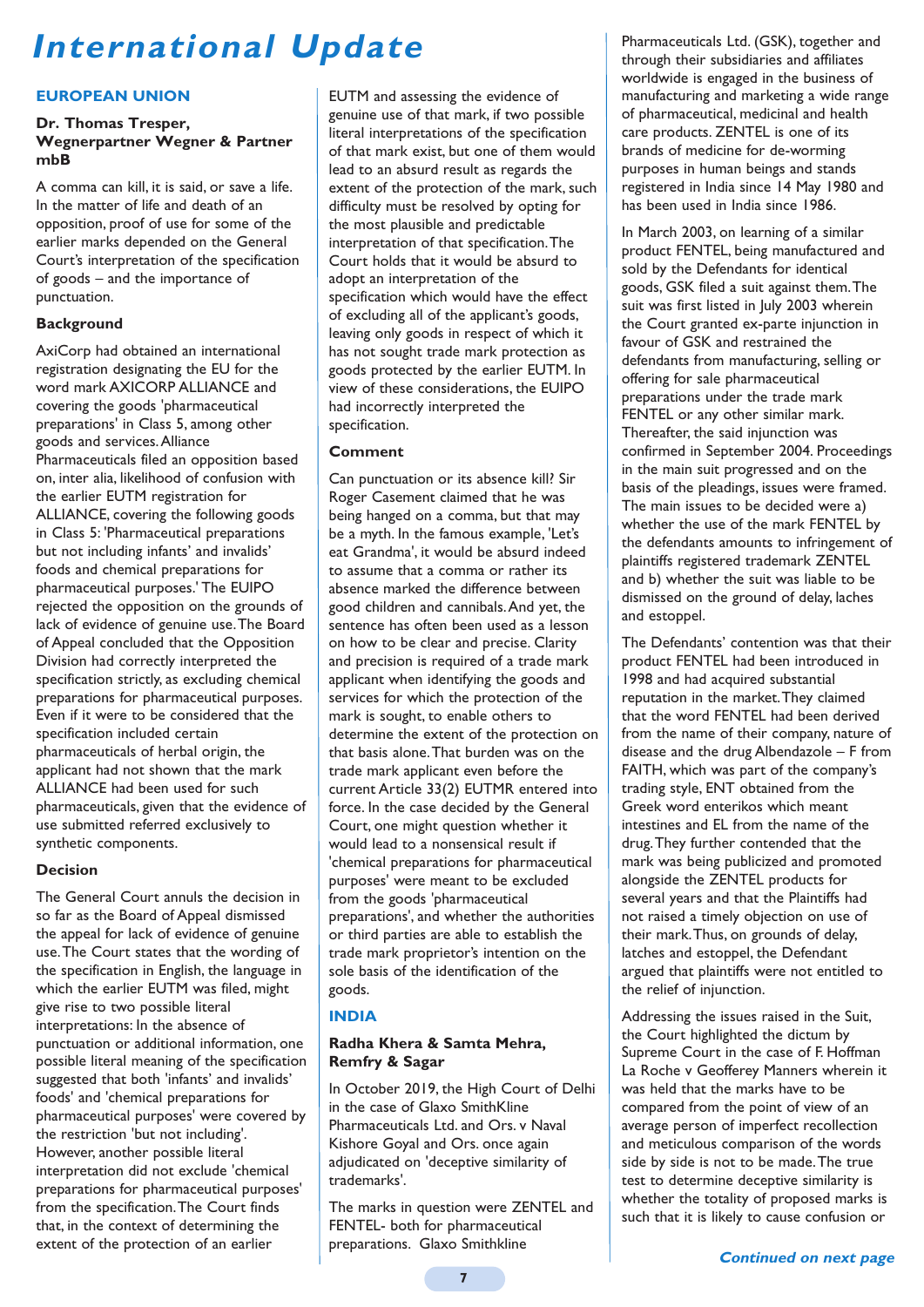# International Update

## EUROPEAN UNION

### Dr. Thomas Tresper, Wegnerpartner Wegner & Partner mbB

A comma can kill, it is said, or save a life. In the matter of life and death of an opposition, proof of use for some of the earlier marks depended on the General Court's interpretation of the specification of goods – and the importance of punctuation.

**Background**

AxiCorp had obtained an international registration designating the EU for the word mark AXICORP ALLIANCE and covering the goods 'pharmaceutical preparations' in Class 5, among other goods and services. Alliance Pharmaceuticals filed an opposition based on, inter alia, likelihood of confusion with the earlier EUTM registration for ALLIANCE, covering the following goods in Class 5: 'Pharmaceutical preparations but not including infants' and invalids' foods and chemical preparations for pharmaceutical purposes.' The EUIPO rejected the opposition on the grounds of lack of evidence of genuine use. The Board of Appeal concluded that the Opposition Division had correctly interpreted the specification strictly, as excluding chemical preparations for pharmaceutical purposes. Even if it were to be considered that the specification included certain pharmaceuticals of herbal origin, the applicant had not shown that the mark ALLIANCE had been used for such pharmaceuticals, given that the evidence of use submitted referred exclusively to synthetic components.

**Decision**

The General Court annuls the decision in so far as the Board of Appeal dismissed the appeal for lack of evidence of genuine use. The Court states that the wording of the specification in English, the language in which the earlier EUTM was filed, might give rise to two possible literal interpretations: In the absence of punctuation or additional information, one possible literal meaning of the specification suggested that both 'infants' and invalids' foods' and 'chemical preparations for pharmaceutical purposes' were covered by the restriction 'but not including'. However, another possible literal interpretation did not exclude 'chemical preparations for pharmaceutical purposes' from the specification. The Court finds that, in the context of determining the extent of the protection of an earlier EUTM and assessing the evidence of genuine use of that mark, if two possible literal interpretations of the specification of that mark exist, but one of them would lead to an absurd result as regards the extent of the protection of the mark, such difficulty must be resolved by opting for the most plausible and predictable interpretation of that specification. The Court holds that it would be absurd to adopt an interpretation of the specification which would have the effect of excluding all of the applicant's goods, leaving only goods in respect of which it has not sought trade mark protection as goods protected by the earlier EUTM. In view of these considerations, the EUIPO had incorrectly interpreted the specification.

**Comment**

Can punctuation or its absence kill? Sir Roger Casement claimed that he was being hanged on a comma, but that may be a myth. In the famous example, 'Let's eat Grandma', it would be absurd indeed to assume that a comma or rather its absence marked the difference between good children and cannibals. And yet, the sentence has often been used as a lesson on how to be clear and precise. Clarity and precision is required of a trade mark applicant when identifying the goods and services for which the protection of the mark is sought, to enable others to determine the extent of the protection on that basis alone. That burden was on the trade mark applicant even before the current Article 33(2) EUTMR entered into force. In the case decided by the General Court, one might question whether it would lead to a nonsensical result if 'chemical preparations for pharmaceutical purposes' were meant to be excluded from the goods 'pharmaceutical preparations', and whether the authorities or third parties are able to establish the trade mark proprietor's intention on the sole basis of the identification of the goods.

## INDIA

### Radha Khera & Samta Mehra, Remfry & Sagar

In October 2019, the High Court of Delhi in the case of Glaxo SmithKline Pharmaceuticals Ltd. and Ors. v Naval Kishore Goyal and Ors. once again adjudicated on 'deceptive similarity of trademarks'.

The marks in question were ZENTEL and FENTEL- both for pharmaceutical preparations. Glaxo Smithkline Pharmaceuticals Ltd. (GSK), together and through their subsidiaries and affiliates worldwide is engaged in the business of manufacturing and marketing a wide range of pharmaceutical, medicinal and health care products. ZENTEL is one of its brands of medicine for de-worming purposes in human beings and stands registered in India since 14 May 1980 and has been used in India since 1986.

In March 2003, on learning of a similar product FENTEL, being manufactured and sold by the Defendants for identical goods, GSK filed a suit against them. The suit was first listed in July 2003 wherein the Court granted ex-parte injunction in favour of GSK and restrained the defendants from manufacturing, selling or offering for sale pharmaceutical preparations under the trade mark FENTEL or any other similar mark. Thereafter, the said injunction was confirmed in September 2004. Proceedings in the main suit progressed and on the basis of the pleadings, issues were framed. The main issues to be decided were a) whether the use of the mark FENTEL by the defendants amounts to infringement of plaintiffs registered trademark ZENTEL and b) whether the suit was liable to be dismissed on the ground of delay, laches and estoppel.

The Defendants' contention was that their product FENTEL had been introduced in 1998 and had acquired substantial reputation in the market. They claimed that the word FENTEL had been derived from the name of their company, nature of disease and the drug Albendazole – F from FAITH, which was part of the company's trading style, ENT obtained from the Greek word enterikos which meant intestines and EL from the name of the drug. They further contended that the mark was being publicized and promoted alongside the ZENTEL products for several years and that the Plaintiffs had not raised a timely objection on use of their mark. Thus, on grounds of delay, latches and estoppel, the Defendant argued that plaintiffs were not entitled to the relief of injunction.

Addressing the issues raised in the Suit, the Court highlighted the dictum by Supreme Court in the case of F. Hoffman La Roche v Geofferey Manners wherein it was held that the marks have to be compared from the point of view of an average person of imperfect recollection and meticulous comparison of the words side by side is not to be made. The true test to determine deceptive similarity is whether the totality of proposed marks is such that it is likely to cause confusion or

***Continued on next page***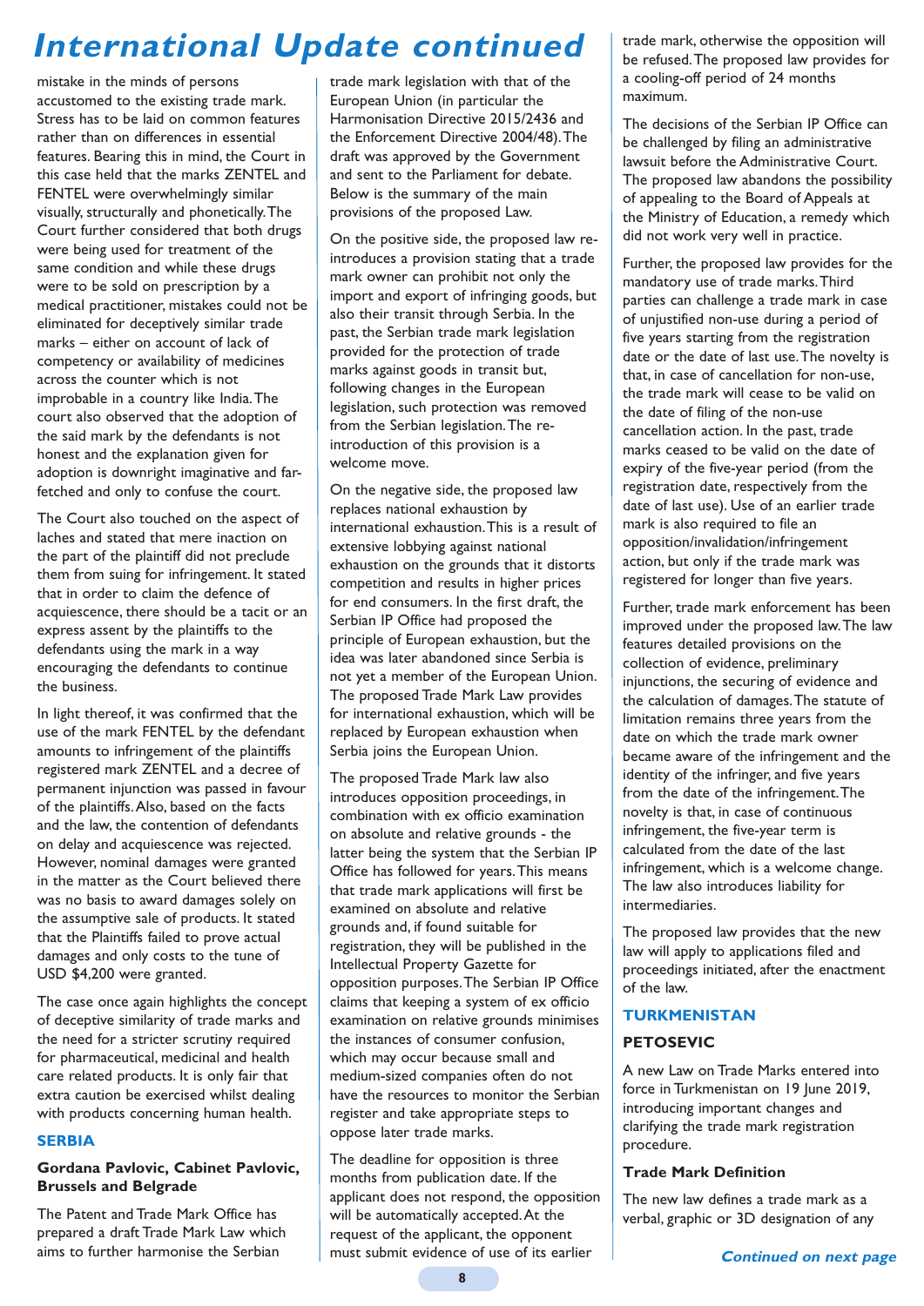# International Update continued

mistake in the minds of persons accustomed to the existing trade mark. Stress has to be laid on common features rather than on differences in essential features. Bearing this in mind, the Court in this case held that the marks ZENTEL and FENTEL were overwhelmingly similar visually, structurally and phonetically. The Court further considered that both drugs were being used for treatment of the same condition and while these drugs were to be sold on prescription by a medical practitioner, mistakes could not be eliminated for deceptively similar trade marks – either on account of lack of competency or availability of medicines across the counter which is not improbable in a country like India. The court also observed that the adoption of the said mark by the defendants is not honest and the explanation given for adoption is downright imaginative and far-fetched and only to confuse the court.

The Court also touched on the aspect of laches and stated that mere inaction on the part of the plaintiff did not preclude them from suing for infringement. It stated that in order to claim the defence of acquiescence, there should be a tacit or an express assent by the plaintiffs to the defendants using the mark in a way encouraging the defendants to continue the business.

In light thereof, it was confirmed that the use of the mark FENTEL by the defendant amounts to infringement of the plaintiffs registered mark ZENTEL and a decree of permanent injunction was passed in favour of the plaintiffs. Also, based on the facts and the law, the contention of defendants on delay and acquiescence was rejected. However, nominal damages were granted in the matter as the Court believed there was no basis to award damages solely on the assumptive sale of products. It stated that the Plaintiffs failed to prove actual damages and only costs to the tune of USD $4,200 were granted.

The case once again highlights the concept of deceptive similarity of trade marks and the need for a stricter scrutiny required for pharmaceutical, medicinal and health care related products. It is only fair that extra caution be exercised whilst dealing with products concerning human health.

## SERBIA

### Gordana Pavlovic, Cabinet Pavlovic, Brussels and Belgrade

The Patent and Trade Mark Office has prepared a draft Trade Mark Law which aims to further harmonise the Serbian trade mark legislation with that of the European Union (in particular the Harmonisation Directive 2015/2436 and the Enforcement Directive 2004/48). The draft was approved by the Government and sent to the Parliament for debate. Below is the summary of the main provisions of the proposed Law.

On the positive side, the proposed law re-introduces a provision stating that a trade mark owner can prohibit not only the import and export of infringing goods, but also their transit through Serbia. In the past, the Serbian trade mark legislation provided for the protection of trade marks against goods in transit but, following changes in the European legislation, such protection was removed from the Serbian legislation. The re-introduction of this provision is a welcome move.

On the negative side, the proposed law replaces national exhaustion by international exhaustion. This is a result of extensive lobbying against national exhaustion on the grounds that it distorts competition and results in higher prices for end consumers. In the first draft, the Serbian IP Office had proposed the principle of European exhaustion, but the idea was later abandoned since Serbia is not yet a member of the European Union. The proposed Trade Mark Law provides for international exhaustion, which will be replaced by European exhaustion when Serbia joins the European Union.

The proposed Trade Mark law also introduces opposition proceedings, in combination with ex officio examination on absolute and relative grounds - the latter being the system that the Serbian IP Office has followed for years. This means that trade mark applications will first be examined on absolute and relative grounds and, if found suitable for registration, they will be published in the Intellectual Property Gazette for opposition purposes. The Serbian IP Office claims that keeping a system of ex officio examination on relative grounds minimises the instances of consumer confusion, which may occur because small and medium-sized companies often do not have the resources to monitor the Serbian register and take appropriate steps to oppose later trade marks.

The deadline for opposition is three months from publication date. If the applicant does not respond, the opposition will be automatically accepted. At the request of the applicant, the opponent must submit evidence of use of its earlier trade mark, otherwise the opposition will be refused. The proposed law provides for a cooling-off period of 24 months maximum.

The decisions of the Serbian IP Office can be challenged by filing an administrative lawsuit before the Administrative Court. The proposed law abandons the possibility of appealing to the Board of Appeals at the Ministry of Education, a remedy which did not work very well in practice.

Further, the proposed law provides for the mandatory use of trade marks. Third parties can challenge a trade mark in case of unjustified non-use during a period of five years starting from the registration date or the date of last use. The novelty is that, in case of cancellation for non-use, the trade mark will cease to be valid on the date of filing of the non-use cancellation action. In the past, trade marks ceased to be valid on the date of expiry of the five-year period (from the registration date, respectively from the date of last use). Use of an earlier trade mark is also required to file an opposition/invalidation/infringement action, but only if the trade mark was registered for longer than five years.

Further, trade mark enforcement has been improved under the proposed law. The law features detailed provisions on the collection of evidence, preliminary injunctions, the securing of evidence and the calculation of damages. The statute of limitation remains three years from the date on which the trade mark owner became aware of the infringement and the identity of the infringer, and five years from the date of the infringement. The novelty is that, in case of continuous infringement, the five-year term is calculated from the date of the last infringement, which is a welcome change. The law also introduces liability for intermediaries.

The proposed law provides that the new law will apply to applications filed and proceedings initiated, after the enactment of the law.

## TURKMENISTAN

### PETOSEVIC

A new Law on Trade Marks entered into force in Turkmenistan on 19 June 2019, introducing important changes and clarifying the trade mark registration procedure.

#### Trade Mark Definition

The new law defines a trade mark as a verbal, graphic or 3D designation of any

*Continued on next page*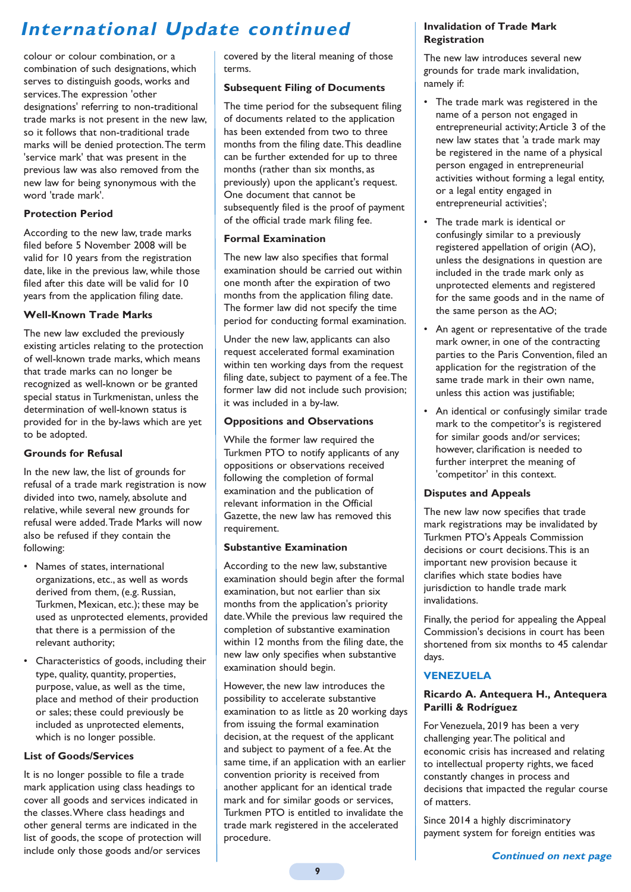colour or colour combination, or a combination of such designations, which serves to distinguish goods, works and services. The expression 'other designations' referring to non-traditional trade marks is not present in the new law, so it follows that non-traditional trade marks will be denied protection. The term 'service mark' that was present in the previous law was also removed from the new law for being synonymous with the word 'trade mark'.

### Protection Period

According to the new law, trade marks filed before 5 November 2008 will be valid for 10 years from the registration date, like in the previous law, while those filed after this date will be valid for 10 years from the application filing date.

### Well-Known Trade Marks

The new law excluded the previously existing articles relating to the protection of well-known trade marks, which means that trade marks can no longer be recognized as well-known or be granted special status in Turkmenistan, unless the determination of well-known status is provided for in the by-laws which are yet to be adopted.

### Grounds for Refusal

In the new law, the list of grounds for refusal of a trade mark registration is now divided into two, namely, absolute and relative, while several new grounds for refusal were added. Trade Marks will now also be refused if they contain the following:

- Names of states, international organizations, etc., as well as words derived from them, (e.g. Russian, Turkmen, Mexican, etc.); these may be used as unprotected elements, provided that there is a permission of the relevant authority;
- Characteristics of goods, including their type, quality, quantity, properties, purpose, value, as well as the time, place and method of their production or sales; these could previously be included as unprotected elements, which is no longer possible.

### List of Goods/Services

It is no longer possible to file a trade mark application using class headings to cover all goods and services indicated in the classes. Where class headings and other general terms are indicated in the list of goods, the scope of protection will include only those goods and/or services covered by the literal meaning of those terms.

### Subsequent Filing of Documents

The time period for the subsequent filing of documents related to the application has been extended from two to three months from the filing date. This deadline can be further extended for up to three months (rather than six months, as previously) upon the applicant's request. One document that cannot be subsequently filed is the proof of payment of the official trade mark filing fee.

### Formal Examination

The new law also specifies that formal examination should be carried out within one month after the expiration of two months from the application filing date. The former law did not specify the time period for conducting formal examination.

Under the new law, applicants can also request accelerated formal examination within ten working days from the request filing date, subject to payment of a fee. The former law did not include such provision; it was included in a by-law.

### Oppositions and Observations

While the former law required the Turkmen PTO to notify applicants of any oppositions or observations received following the completion of formal examination and the publication of relevant information in the Official Gazette, the new law has removed this requirement.

### Substantive Examination

According to the new law, substantive examination should begin after the formal examination, but not earlier than six months from the application's priority date. While the previous law required the completion of substantive examination within 12 months from the filing date, the new law only specifies when substantive examination should begin.

However, the new law introduces the possibility to accelerate substantive examination to as little as 20 working days from issuing the formal examination decision, at the request of the applicant and subject to payment of a fee. At the same time, if an application with an earlier convention priority is received from another applicant for an identical trade mark and for similar goods or services, Turkmen PTO is entitled to invalidate the trade mark registered in the accelerated procedure.

### Invalidation of Trade Mark Registration

The new law introduces several new grounds for trade mark invalidation, namely if:

- The trade mark was registered in the name of a person not engaged in entrepreneurial activity; Article 3 of the new law states that 'a trade mark may be registered in the name of a physical person engaged in entrepreneurial activities without forming a legal entity, or a legal entity engaged in entrepreneurial activities';
- The trade mark is identical or confusingly similar to a previously registered appellation of origin (AO), unless the designations in question are included in the trade mark only as unprotected elements and registered for the same goods and in the name of the same person as the AO;
- An agent or representative of the trade mark owner, in one of the contracting parties to the Paris Convention, filed an application for the registration of the same trade mark in their own name, unless this action was justifiable;
- An identical or confusingly similar trade mark to the competitor's is registered for similar goods and/or services; however, clarification is needed to further interpret the meaning of 'competitor' in this context.

### Disputes and Appeals

The new law now specifies that trade mark registrations may be invalidated by Turkmen PTO's Appeals Commission decisions or court decisions. This is an important new provision because it clarifies which state bodies have jurisdiction to handle trade mark invalidations.

Finally, the period for appealing the Appeal Commission's decisions in court has been shortened from six months to 45 calendar days.

## VENEZUELA

### Ricardo A. Antequera H., Antequera Parilli & Rodríguez

For Venezuela, 2019 has been a very challenging year. The political and economic crisis has increased and relating to intellectual property rights, we faced constantly changes in process and decisions that impacted the regular course of matters.

Since 2014 a highly discriminatory payment system for foreign entities was

*Continued on next page*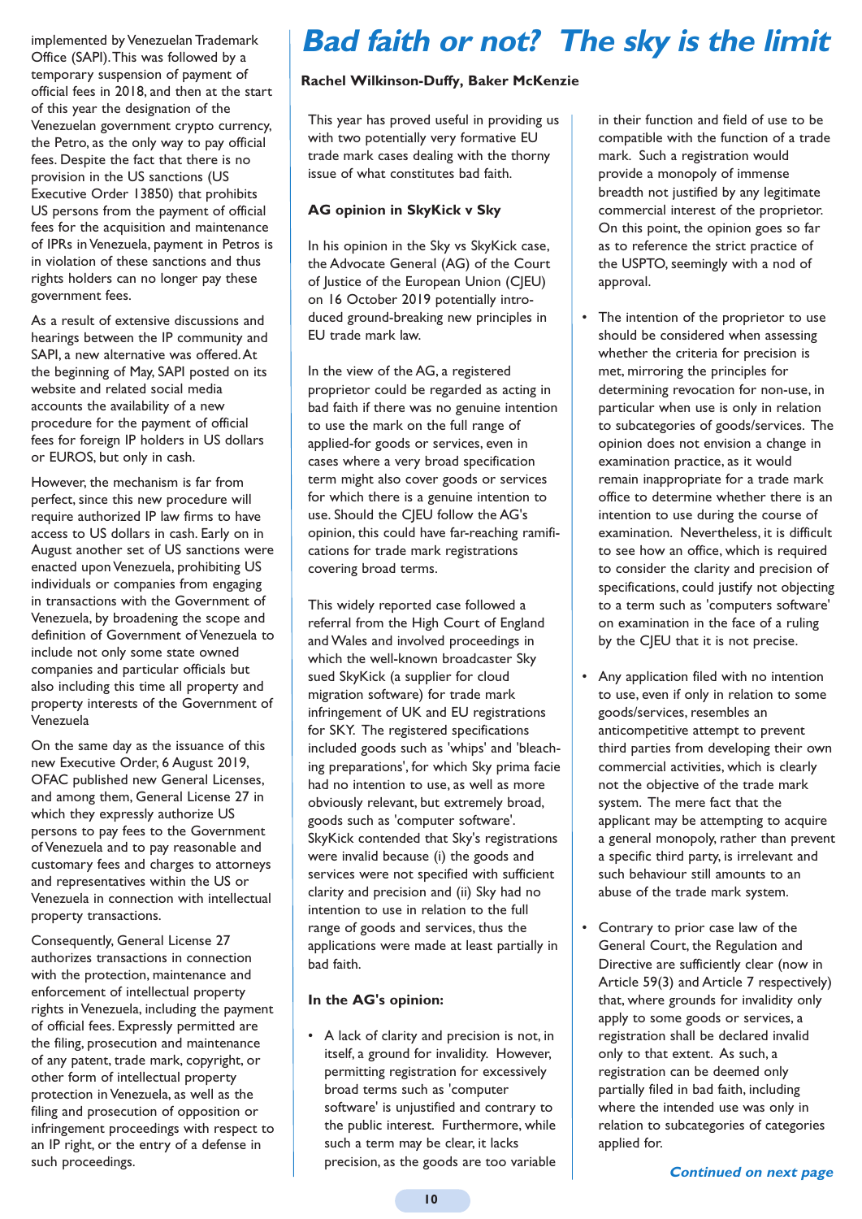implemented by Venezuelan Trademark Office (SAPI). This was followed by a temporary suspension of payment of official fees in 2018, and then at the start of this year the designation of the Venezuelan government crypto currency, the Petro, as the only way to pay official fees. Despite the fact that there is no provision in the US sanctions (US Executive Order 13850) that prohibits US persons from the payment of official fees for the acquisition and maintenance of IPRs in Venezuela, payment in Petros is in violation of these sanctions and thus rights holders can no longer pay these government fees.

As a result of extensive discussions and hearings between the IP community and SAPI, a new alternative was offered. At the beginning of May, SAPI posted on its website and related social media accounts the availability of a new procedure for the payment of official fees for foreign IP holders in US dollars or EUROS, but only in cash.

However, the mechanism is far from perfect, since this new procedure will require authorized IP law firms to have access to US dollars in cash. Early on in August another set of US sanctions were enacted upon Venezuela, prohibiting US individuals or companies from engaging in transactions with the Government of Venezuela, by broadening the scope and definition of Government of Venezuela to include not only some state owned companies and particular officials but also including this time all property and property interests of the Government of Venezuela

On the same day as the issuance of this new Executive Order, 6 August 2019, OFAC published new General Licenses, and among them, General License 27 in which they expressly authorize US persons to pay fees to the Government of Venezuela and to pay reasonable and customary fees and charges to attorneys and representatives within the US or Venezuela in connection with intellectual property transactions.

Consequently, General License 27 authorizes transactions in connection with the protection, maintenance and enforcement of intellectual property rights in Venezuela, including the payment of official fees. Expressly permitted are the filing, prosecution and maintenance of any patent, trade mark, copyright, or other form of intellectual property protection in Venezuela, as well as the filing and prosecution of opposition or infringement proceedings with respect to an IP right, or the entry of a defense in such proceedings.

# Bad faith or not? The sky is the limit

**Rachel Wilkinson-Duffy, Baker McKenzie**

This year has proved useful in providing us with two potentially very formative EU trade mark cases dealing with the thorny issue of what constitutes bad faith.

### AG opinion in SkyKick v Sky

In his opinion in the Sky vs SkyKick case, the Advocate General (AG) of the Court of Justice of the European Union (CJEU) on 16 October 2019 potentially introduced ground-breaking new principles in EU trade mark law.

In the view of the AG, a registered proprietor could be regarded as acting in bad faith if there was no genuine intention to use the mark on the full range of applied-for goods or services, even in cases where a very broad specification term might also cover goods or services for which there is a genuine intention to use. Should the CJEU follow the AG's opinion, this could have far-reaching ramifications for trade mark registrations covering broad terms.

This widely reported case followed a referral from the High Court of England and Wales and involved proceedings in which the well-known broadcaster Sky sued SkyKick (a supplier for cloud migration software) for trade mark infringement of UK and EU registrations for SKY. The registered specifications included goods such as 'whips' and 'bleaching preparations', for which Sky prima facie had no intention to use, as well as more obviously relevant, but extremely broad, goods such as 'computer software'. SkyKick contended that Sky's registrations were invalid because (i) the goods and services were not specified with sufficient clarity and precision and (ii) Sky had no intention to use in relation to the full range of goods and services, thus the applications were made at least partially in bad faith.

### In the AG's opinion:

- A lack of clarity and precision is not, in itself, a ground for invalidity. However, permitting registration for excessively broad terms such as 'computer software' is unjustified and contrary to the public interest. Furthermore, while such a term may be clear, it lacks precision, as the goods are too variable in their function and field of use to be compatible with the function of a trade mark. Such a registration would provide a monopoly of immense breadth not justified by any legitimate commercial interest of the proprietor. On this point, the opinion goes so far as to reference the strict practice of the USPTO, seemingly with a nod of approval.
- The intention of the proprietor to use should be considered when assessing whether the criteria for precision is met, mirroring the principles for determining revocation for non-use, in particular when use is only in relation to subcategories of goods/services. The opinion does not envision a change in examination practice, as it would remain inappropriate for a trade mark office to determine whether there is an intention to use during the course of examination. Nevertheless, it is difficult to see how an office, which is required to consider the clarity and precision of specifications, could justify not objecting to a term such as 'computers software' on examination in the face of a ruling by the CJEU that it is not precise.
- Any application filed with no intention to use, even if only in relation to some goods/services, resembles an anticompetitive attempt to prevent third parties from developing their own commercial activities, which is clearly not the objective of the trade mark system. The mere fact that the applicant may be attempting to acquire a general monopoly, rather than prevent a specific third party, is irrelevant and such behaviour still amounts to an abuse of the trade mark system.
- Contrary to prior case law of the General Court, the Regulation and Directive are sufficiently clear (now in Article 59(3) and Article 7 respectively) that, where grounds for invalidity only apply to some goods or services, a registration shall be declared invalid only to that extent. As such, a registration can be deemed only partially filed in bad faith, including where the intended use was only in relation to subcategories of categories applied for.

*Continued on next page*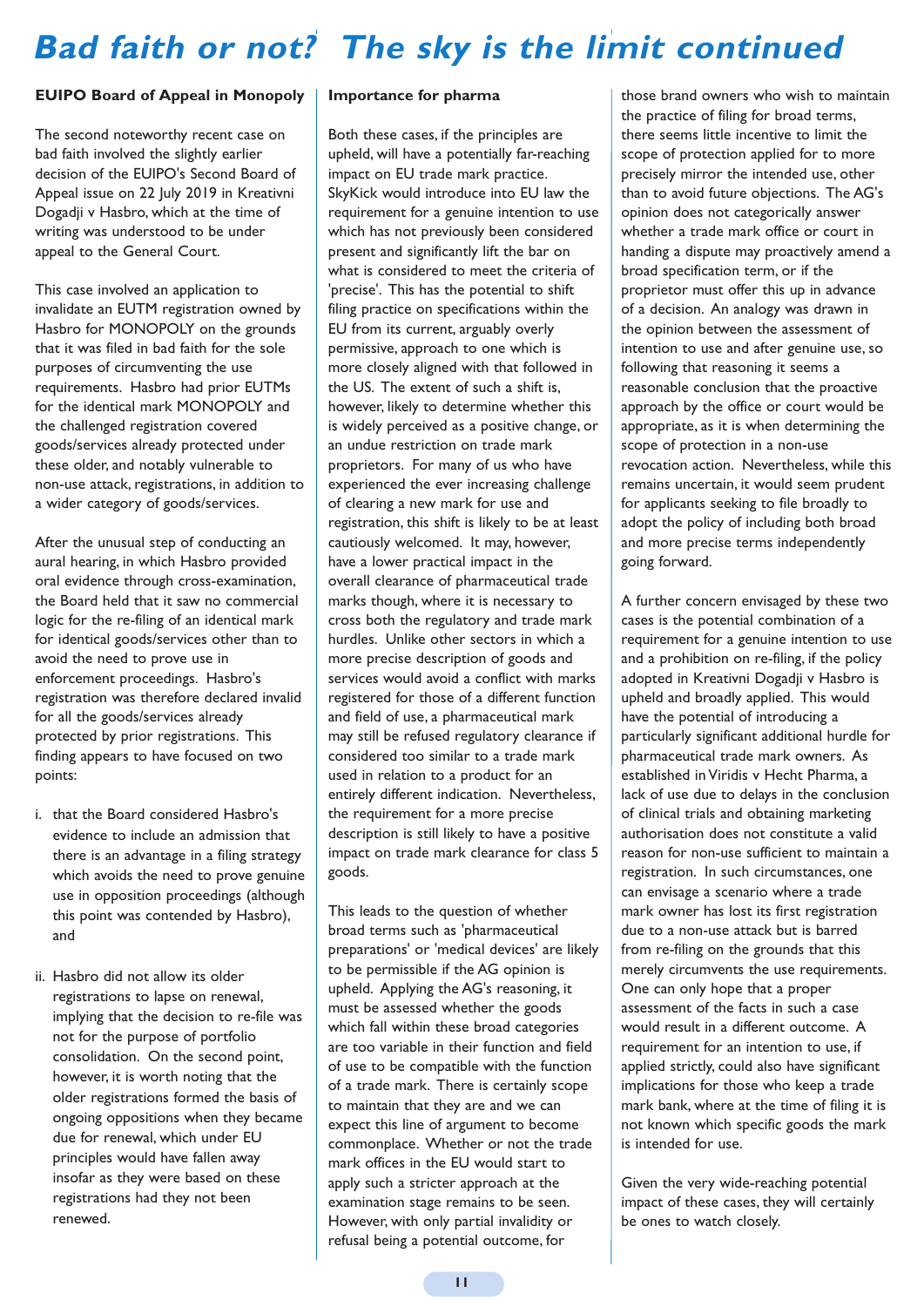# Bad faith or not? The sky is the limit continued

### EUIPO Board of Appeal in Monopoly

The second noteworthy recent case on bad faith involved the slightly earlier decision of the EUIPO's Second Board of Appeal issue on 22 July 2019 in Kreativni Dogadji v Hasbro, which at the time of writing was understood to be under appeal to the General Court.

This case involved an application to invalidate an EUTM registration owned by Hasbro for MONOPOLY on the grounds that it was filed in bad faith for the sole purposes of circumventing the use requirements. Hasbro had prior EUTMs for the identical mark MONOPOLY and the challenged registration covered goods/services already protected under these older, and notably vulnerable to non-use attack, registrations, in addition to a wider category of goods/services.

After the unusual step of conducting an aural hearing, in which Hasbro provided oral evidence through cross-examination, the Board held that it saw no commercial logic for the re-filing of an identical mark for identical goods/services other than to avoid the need to prove use in enforcement proceedings. Hasbro's registration was therefore declared invalid for all the goods/services already protected by prior registrations. This finding appears to have focused on two points:

i. that the Board considered Hasbro's evidence to include an admission that there is an advantage in a filing strategy which avoids the need to prove genuine use in opposition proceedings (although this point was contended by Hasbro), and

ii. Hasbro did not allow its older registrations to lapse on renewal, implying that the decision to re-file was not for the purpose of portfolio consolidation. On the second point, however, it is worth noting that the older registrations formed the basis of ongoing oppositions when they became due for renewal, which under EU principles would have fallen away insofar as they were based on these registrations had they not been renewed.

### Importance for pharma

Both these cases, if the principles are upheld, will have a potentially far-reaching impact on EU trade mark practice. SkyKick would introduce into EU law the requirement for a genuine intention to use which has not previously been considered present and significantly lift the bar on what is considered to meet the criteria of 'precise'. This has the potential to shift filing practice on specifications within the EU from its current, arguably overly permissive, approach to one which is more closely aligned with that followed in the US. The extent of such a shift is, however, likely to determine whether this is widely perceived as a positive change, or an undue restriction on trade mark proprietors. For many of us who have experienced the ever increasing challenge of clearing a new mark for use and registration, this shift is likely to be at least cautiously welcomed. It may, however, have a lower practical impact in the overall clearance of pharmaceutical trade marks though, where it is necessary to cross both the regulatory and trade mark hurdles. Unlike other sectors in which a more precise description of goods and services would avoid a conflict with marks registered for those of a different function and field of use, a pharmaceutical mark may still be refused regulatory clearance if considered too similar to a trade mark used in relation to a product for an entirely different indication. Nevertheless, the requirement for a more precise description is still likely to have a positive impact on trade mark clearance for class 5 goods.

This leads to the question of whether broad terms such as 'pharmaceutical preparations' or 'medical devices' are likely to be permissible if the AG opinion is upheld. Applying the AG's reasoning, it must be assessed whether the goods which fall within these broad categories are too variable in their function and field of use to be compatible with the function of a trade mark. There is certainly scope to maintain that they are and we can expect this line of argument to become commonplace. Whether or not the trade mark offices in the EU would start to apply such a stricter approach at the examination stage remains to be seen. However, with only partial invalidity or refusal being a potential outcome, for those brand owners who wish to maintain the practice of filing for broad terms, there seems little incentive to limit the scope of protection applied for to more precisely mirror the intended use, other than to avoid future objections. The AG's opinion does not categorically answer whether a trade mark office or court in handing a dispute may proactively amend a broad specification term, or if the proprietor must offer this up in advance of a decision. An analogy was drawn in the opinion between the assessment of intention to use and after genuine use, so following that reasoning it seems a reasonable conclusion that the proactive approach by the office or court would be appropriate, as it is when determining the scope of protection in a non-use revocation action. Nevertheless, while this remains uncertain, it would seem prudent for applicants seeking to file broadly to adopt the policy of including both broad and more precise terms independently going forward.

A further concern envisaged by these two cases is the potential combination of a requirement for a genuine intention to use and a prohibition on re-filing, if the policy adopted in Kreativni Dogadji v Hasbro is upheld and broadly applied. This would have the potential of introducing a particularly significant additional hurdle for pharmaceutical trade mark owners. As established in Viridis v Hecht Pharma, a lack of use due to delays in the conclusion of clinical trials and obtaining marketing authorisation does not constitute a valid reason for non-use sufficient to maintain a registration. In such circumstances, one can envisage a scenario where a trade mark owner has lost its first registration due to a non-use attack but is barred from re-filing on the grounds that this merely circumvents the use requirements. One can only hope that a proper assessment of the facts in such a case would result in a different outcome. A requirement for an intention to use, if applied strictly, could also have significant implications for those who keep a trade mark bank, where at the time of filing it is not known which specific goods the mark is intended for use.

Given the very wide-reaching potential impact of these cases, they will certainly be ones to watch closely.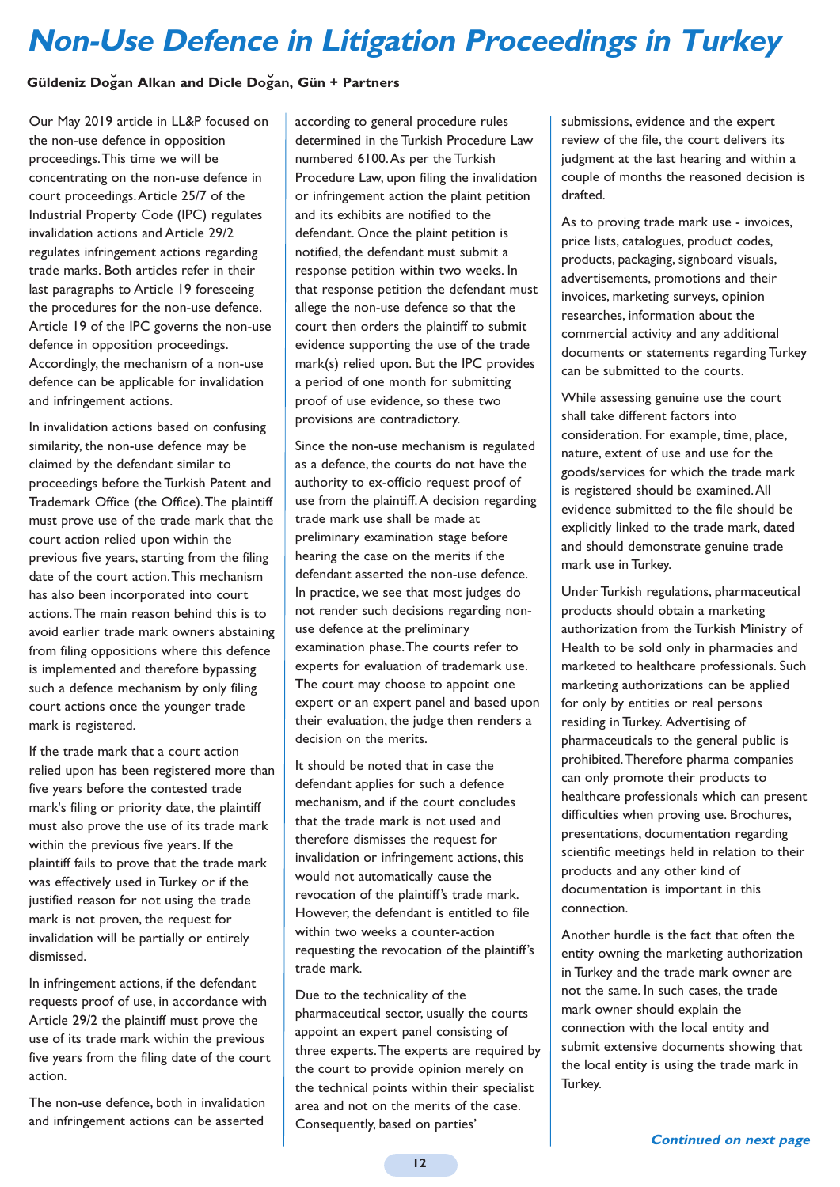# Non-Use Defence in Litigation Proceedings in Turkey

**Güldeniz Doğan Alkan and Dicle Doğan, Gün + Partners**

Our May 2019 article in LL&P focused on the non-use defence in opposition proceedings. This time we will be concentrating on the non-use defence in court proceedings. Article 25/7 of the Industrial Property Code (IPC) regulates invalidation actions and Article 29/2 regulates infringement actions regarding trade marks. Both articles refer in their last paragraphs to Article 19 foreseeing the procedures for the non-use defence. Article 19 of the IPC governs the non-use defence in opposition proceedings. Accordingly, the mechanism of a non-use defence can be applicable for invalidation and infringement actions.

In invalidation actions based on confusing similarity, the non-use defence may be claimed by the defendant similar to proceedings before the Turkish Patent and Trademark Office (the Office). The plaintiff must prove use of the trade mark that the court action relied upon within the previous five years, starting from the filing date of the court action. This mechanism has also been incorporated into court actions. The main reason behind this is to avoid earlier trade mark owners abstaining from filing oppositions where this defence is implemented and therefore bypassing such a defence mechanism by only filing court actions once the younger trade mark is registered.

If the trade mark that a court action relied upon has been registered more than five years before the contested trade mark's filing or priority date, the plaintiff must also prove the use of its trade mark within the previous five years. If the plaintiff fails to prove that the trade mark was effectively used in Turkey or if the justified reason for not using the trade mark is not proven, the request for invalidation will be partially or entirely dismissed.

In infringement actions, if the defendant requests proof of use, in accordance with Article 29/2 the plaintiff must prove the use of its trade mark within the previous five years from the filing date of the court action.

The non-use defence, both in invalidation and infringement actions can be asserted according to general procedure rules determined in the Turkish Procedure Law numbered 6100. As per the Turkish Procedure Law, upon filing the invalidation or infringement action the plaint petition and its exhibits are notified to the defendant. Once the plaint petition is notified, the defendant must submit a response petition within two weeks. In that response petition the defendant must allege the non-use defence so that the court then orders the plaintiff to submit evidence supporting the use of the trade mark(s) relied upon. But the IPC provides a period of one month for submitting proof of use evidence, so these two provisions are contradictory.

Since the non-use mechanism is regulated as a defence, the courts do not have the authority to ex-officio request proof of use from the plaintiff. A decision regarding trade mark use shall be made at preliminary examination stage before hearing the case on the merits if the defendant asserted the non-use defence. In practice, we see that most judges do not render such decisions regarding non-use defence at the preliminary examination phase. The courts refer to experts for evaluation of trademark use. The court may choose to appoint one expert or an expert panel and based upon their evaluation, the judge then renders a decision on the merits.

It should be noted that in case the defendant applies for such a defence mechanism, and if the court concludes that the trade mark is not used and therefore dismisses the request for invalidation or infringement actions, this would not automatically cause the revocation of the plaintiff's trade mark. However, the defendant is entitled to file within two weeks a counter-action requesting the revocation of the plaintiff's trade mark.

Due to the technicality of the pharmaceutical sector, usually the courts appoint an expert panel consisting of three experts. The experts are required by the court to provide opinion merely on the technical points within their specialist area and not on the merits of the case. Consequently, based on parties' submissions, evidence and the expert review of the file, the court delivers its judgment at the last hearing and within a couple of months the reasoned decision is drafted.

As to proving trade mark use - invoices, price lists, catalogues, product codes, products, packaging, signboard visuals, advertisements, promotions and their invoices, marketing surveys, opinion researches, information about the commercial activity and any additional documents or statements regarding Turkey can be submitted to the courts.

While assessing genuine use the court shall take different factors into consideration. For example, time, place, nature, extent of use and use for the goods/services for which the trade mark is registered should be examined. All evidence submitted to the file should be explicitly linked to the trade mark, dated and should demonstrate genuine trade mark use in Turkey.

Under Turkish regulations, pharmaceutical products should obtain a marketing authorization from the Turkish Ministry of Health to be sold only in pharmacies and marketed to healthcare professionals. Such marketing authorizations can be applied for only by entities or real persons residing in Turkey. Advertising of pharmaceuticals to the general public is prohibited. Therefore pharma companies can only promote their products to healthcare professionals which can present difficulties when proving use. Brochures, presentations, documentation regarding scientific meetings held in relation to their products and any other kind of documentation is important in this connection.

Another hurdle is the fact that often the entity owning the marketing authorization in Turkey and the trade mark owner are not the same. In such cases, the trade mark owner should explain the connection with the local entity and submit extensive documents showing that the local entity is using the trade mark in Turkey.

***Continued on next page***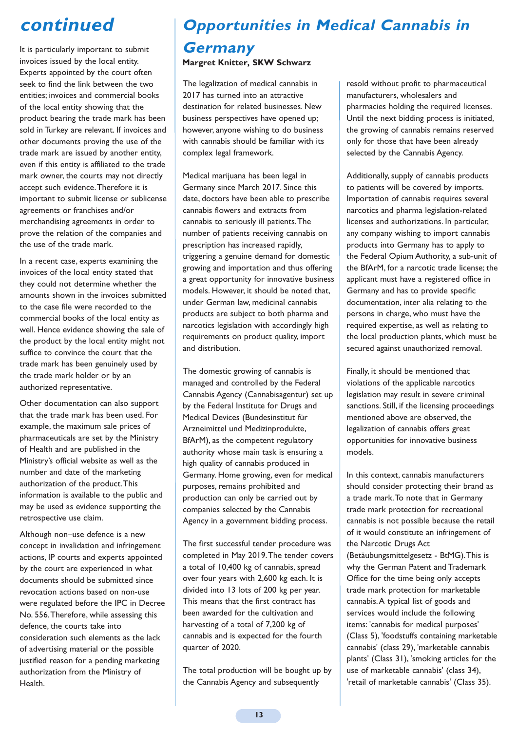## continued

It is particularly important to submit invoices issued by the local entity. Experts appointed by the court often seek to find the link between the two entities; invoices and commercial books of the local entity showing that the product bearing the trade mark has been sold in Turkey are relevant. If invoices and other documents proving the use of the trade mark are issued by another entity, even if this entity is affiliated to the trade mark owner, the courts may not directly accept such evidence. Therefore it is important to submit license or sublicense agreements or franchises and/or merchandising agreements in order to prove the relation of the companies and the use of the trade mark.

In a recent case, experts examining the invoices of the local entity stated that they could not determine whether the amounts shown in the invoices submitted to the case file were recorded to the commercial books of the local entity as well. Hence evidence showing the sale of the product by the local entity might not suffice to convince the court that the trade mark has been genuinely used by the trade mark holder or by an authorized representative.

Other documentation can also support that the trade mark has been used. For example, the maximum sale prices of pharmaceuticals are set by the Ministry of Health and are published in the Ministry's official website as well as the number and date of the marketing authorization of the product. This information is available to the public and may be used as evidence supporting the retrospective use claim.

Although non–use defence is a new concept in invalidation and infringement actions, IP courts and experts appointed by the court are experienced in what documents should be submitted since revocation actions based on non-use were regulated before the IPC in Decree No. 556. Therefore, while assessing this defence, the courts take into consideration such elements as the lack of advertising material or the possible justified reason for a pending marketing authorization from the Ministry of Health.

## Opportunities in Medical Cannabis in Germany

**Margret Knitter, SKW Schwarz**

The legalization of medical cannabis in 2017 has turned into an attractive destination for related businesses. New business perspectives have opened up; however, anyone wishing to do business with cannabis should be familiar with its complex legal framework.

Medical marijuana has been legal in Germany since March 2017. Since this date, doctors have been able to prescribe cannabis flowers and extracts from cannabis to seriously ill patients. The number of patients receiving cannabis on prescription has increased rapidly, triggering a genuine demand for domestic growing and importation and thus offering a great opportunity for innovative business models. However, it should be noted that, under German law, medicinal cannabis products are subject to both pharma and narcotics legislation with accordingly high requirements on product quality, import and distribution.

The domestic growing of cannabis is managed and controlled by the Federal Cannabis Agency (Cannabisagentur) set up by the Federal Institute for Drugs and Medical Devices (Bundesinstitut für Arzneimittel und Medizinprodukte, BfArM), as the competent regulatory authority whose main task is ensuring a high quality of cannabis produced in Germany. Home growing, even for medical purposes, remains prohibited and production can only be carried out by companies selected by the Cannabis Agency in a government bidding process.

The first successful tender procedure was completed in May 2019. The tender covers a total of 10,400 kg of cannabis, spread over four years with 2,600 kg each. It is divided into 13 lots of 200 kg per year. This means that the first contract has been awarded for the cultivation and harvesting of a total of 7,200 kg of cannabis and is expected for the fourth quarter of 2020.

The total production will be bought up by the Cannabis Agency and subsequently resold without profit to pharmaceutical manufacturers, wholesalers and pharmacies holding the required licenses. Until the next bidding process is initiated, the growing of cannabis remains reserved only for those that have been already selected by the Cannabis Agency.

Additionally, supply of cannabis products to patients will be covered by imports. Importation of cannabis requires several narcotics and pharma legislation-related licenses and authorizations. In particular, any company wishing to import cannabis products into Germany has to apply to the Federal Opium Authority, a sub-unit of the BfArM, for a narcotic trade license; the applicant must have a registered office in Germany and has to provide specific documentation, inter alia relating to the persons in charge, who must have the required expertise, as well as relating to the local production plants, which must be secured against unauthorized removal.

Finally, it should be mentioned that violations of the applicable narcotics legislation may result in severe criminal sanctions. Still, if the licensing proceedings mentioned above are observed, the legalization of cannabis offers great opportunities for innovative business models.

In this context, cannabis manufacturers should consider protecting their brand as a trade mark. To note that in Germany trade mark protection for recreational cannabis is not possible because the retail of it would constitute an infringement of the Narcotic Drugs Act (Betäubungsmittelgesetz - BtMG). This is why the German Patent and Trademark Office for the time being only accepts trade mark protection for marketable cannabis. A typical list of goods and services would include the following items: 'cannabis for medical purposes' (Class 5), 'foodstuffs containing marketable cannabis' (class 29), 'marketable cannabis plants' (Class 31), 'smoking articles for the use of marketable cannabis' (class 34), 'retail of marketable cannabis' (Class 35).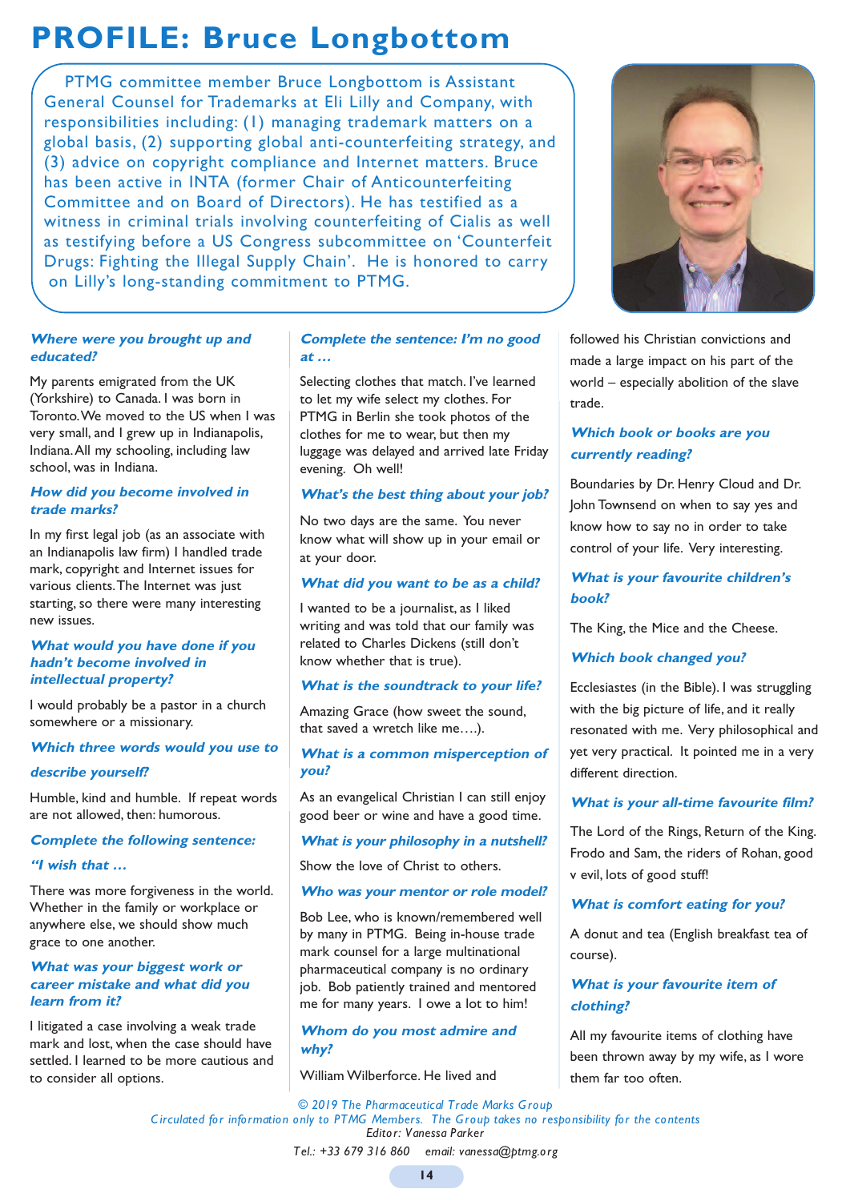# PROFILE: Bruce Longbottom

PTMG committee member Bruce Longbottom is Assistant General Counsel for Trademarks at Eli Lilly and Company, with responsibilities including: (1) managing trademark matters on a global basis, (2) supporting global anti-counterfeiting strategy, and (3) advice on copyright compliance and Internet matters. Bruce has been active in INTA (former Chair of Anticounterfeiting Committee and on Board of Directors). He has testified as a witness in criminal trials involving counterfeiting of Cialis as well as testifying before a US Congress subcommittee on 'Counterfeit Drugs: Fighting the Illegal Supply Chain'. He is honored to carry on Lilly's long-standing commitment to PTMG.

***Where were you brought up and educated?***

My parents emigrated from the UK (Yorkshire) to Canada. I was born in Toronto. We moved to the US when I was very small, and I grew up in Indianapolis, Indiana. All my schooling, including law school, was in Indiana.

***How did you become involved in trade marks?***

In my first legal job (as an associate with an Indianapolis law firm) I handled trade mark, copyright and Internet issues for various clients. The Internet was just starting, so there were many interesting new issues.

***What would you have done if you hadn't become involved in intellectual property?***

I would probably be a pastor in a church somewhere or a missionary.

***Which three words would you use to describe yourself?***

Humble, kind and humble. If repeat words are not allowed, then: humorous.

***Complete the following sentence: "I wish that …***

There was more forgiveness in the world. Whether in the family or workplace or anywhere else, we should show much grace to one another.

***What was your biggest work or career mistake and what did you learn from it?***

I litigated a case involving a weak trade mark and lost, when the case should have settled. I learned to be more cautious and to consider all options.

***Complete the sentence: I'm no good at …***

Selecting clothes that match. I've learned to let my wife select my clothes. For PTMG in Berlin she took photos of the clothes for me to wear, but then my luggage was delayed and arrived late Friday evening. Oh well!

***What's the best thing about your job?***

No two days are the same. You never know what will show up in your email or at your door.

***What did you want to be as a child?***

I wanted to be a journalist, as I liked writing and was told that our family was related to Charles Dickens (still don't know whether that is true).

***What is the soundtrack to your life?***

Amazing Grace (how sweet the sound, that saved a wretch like me….).

***What is a common misperception of you?***

As an evangelical Christian I can still enjoy good beer or wine and have a good time.

***What is your philosophy in a nutshell?***

Show the love of Christ to others.

***Who was your mentor or role model?***

Bob Lee, who is known/remembered well by many in PTMG. Being in-house trade mark counsel for a large multinational pharmaceutical company is no ordinary job. Bob patiently trained and mentored me for many years. I owe a lot to him!

***Whom do you most admire and why?***

William Wilberforce. He lived and followed his Christian convictions and made a large impact on his part of the world – especially abolition of the slave trade.

***Which book or books are you currently reading?***

Boundaries by Dr. Henry Cloud and Dr. John Townsend on when to say yes and know how to say no in order to take control of your life. Very interesting.

***What is your favourite children's book?***

The King, the Mice and the Cheese.

***Which book changed you?***

Ecclesiastes (in the Bible). I was struggling with the big picture of life, and it really resonated with me. Very philosophical and yet very practical. It pointed me in a very different direction.

***What is your all-time favourite film?***

The Lord of the Rings, Return of the King. Frodo and Sam, the riders of Rohan, good v evil, lots of good stuff!

***What is comfort eating for you?***

A donut and tea (English breakfast tea of course).

***What is your favourite item of clothing?***

All my favourite items of clothing have been thrown away by my wife, as I wore them far too often.

*© 2019 The Pharmaceutical Trade Marks Group*
*Circulated for information only to PTMG Members. The Group takes no responsibility for the contents*
*Editor: Vanessa Parker*
*Tel.: +33 679 316 860 email: vanessa@ptmg.org*